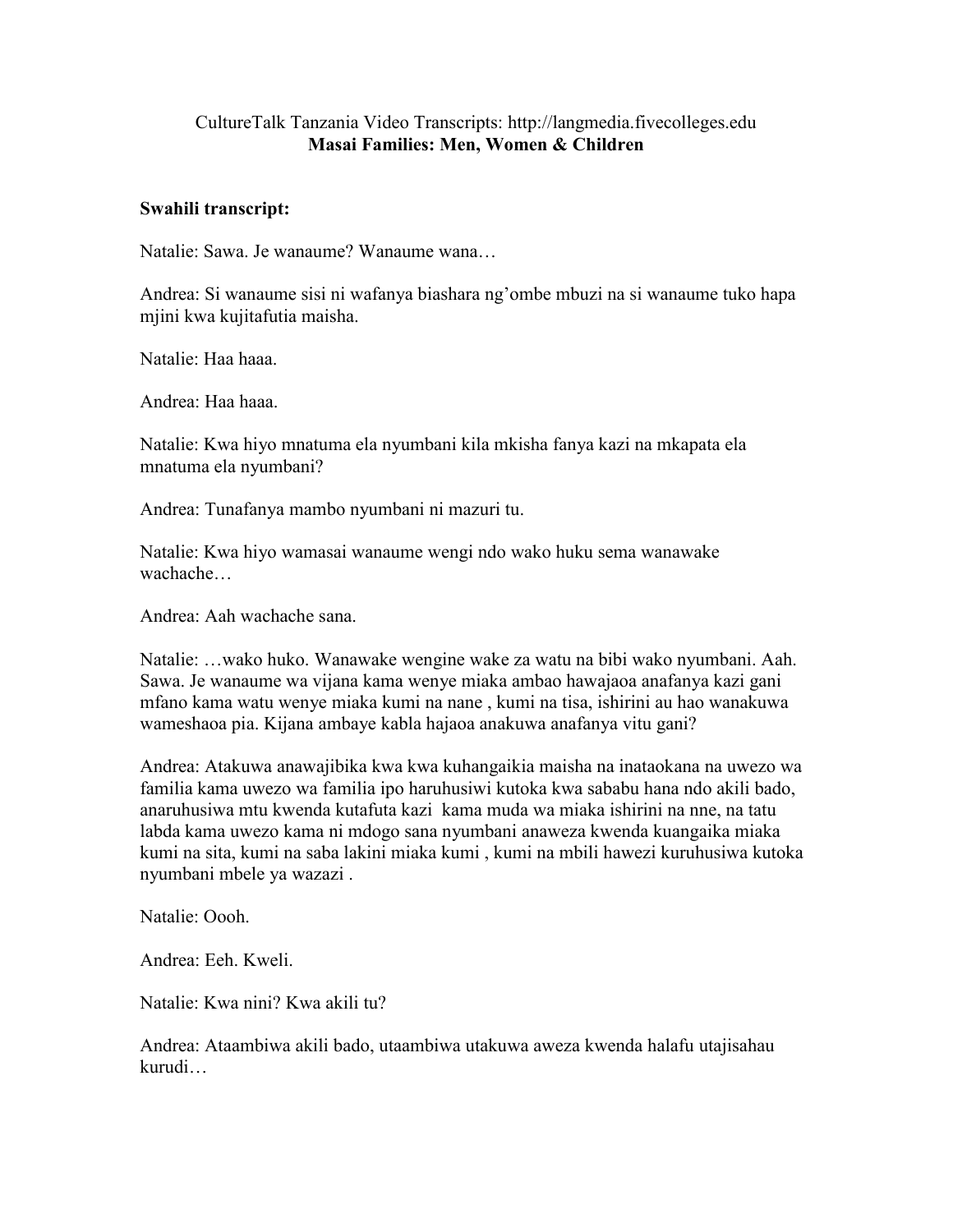CultureTalk Tanzania Video Transcripts: http://langmedia.fivecolleges.edu

**Masai Families: Men, Women & Children**

**Swahili transcript:**

Natalie: Sawa. Je wanaume? Wanaume wana…

Andrea: Si wanaume sisi ni wafanya biashara ng'ombe mbuzi na si wanaume tuko hapa mjini kwa kujitafutia maisha.

Natalie: Haa haaa.

Andrea: Haa haaa.

Natalie: Kwa hiyo mnatuma ela nyumbani kila mkisha fanya kazi na mkapata ela mnatuma ela nyumbani?

Andrea: Tunafanya mambo nyumbani ni mazuri tu.

Natalie: Kwa hiyo wamasai wanaume wengi ndo wako huku sema wanawake wachache…

Andrea: Aah wachache sana.

Natalie: …wako huko. Wanawake wengine wake za watu na bibi wako nyumbani. Aah. Sawa. Je wanaume wa vijana kama wenye miaka ambao hawajaoa anafanya kazi gani mfano kama watu wenye miaka kumi na nane , kumi na tisa, ishirini au hao wanakuwa wameshaoa pia. Kijana ambaye kabla hajaoa anakuwa anafanya vitu gani?

Andrea: Atakuwa anawajibika kwa kwa kuhangaikia maisha na inataokana na uwezo wa familia kama uwezo wa familia ipo haruhusiwi kutoka kwa sababu hana ndo akili bado, anaruhusiwa mtu kwenda kutafuta kazi kama muda wa miaka ishirini na nne, na tatu labda kama uwezo kama ni mdogo sana nyumbani anaweza kwenda kuangaika miaka kumi na sita, kumi na saba lakini miaka kumi , kumi na mbili hawezi kuruhusiwa kutoka nyumbani mbele ya wazazi .

Natalie: Oooh.

Andrea: Eeh. Kweli.

Natalie: Kwa nini? Kwa akili tu?

Andrea: Ataambiwa akili bado, utaambiwa utakuwa aweza kwenda halafu utajisahau kurudi…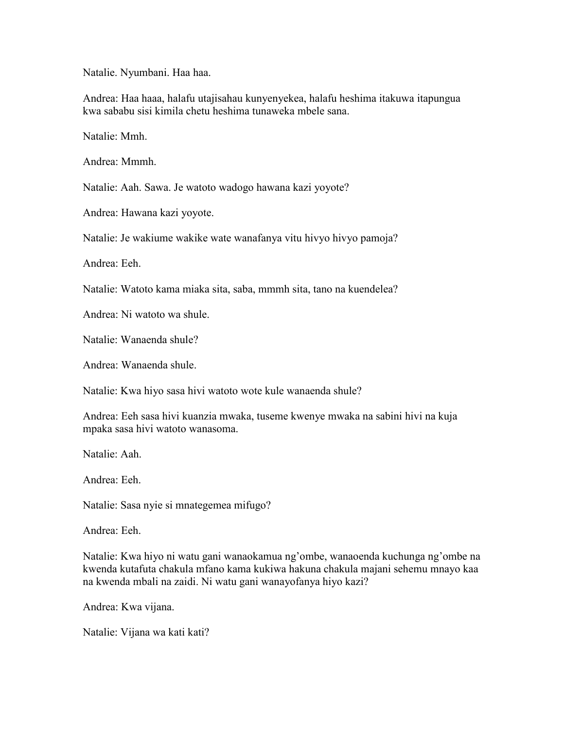Natalie. Nyumbani. Haa haa.

Andrea: Haa haaa, halafu utajisahau kunyenyekea, halafu heshima itakuwa itapungua kwa sababu sisi kimila chetu heshima tunaweka mbele sana.

Natalie: Mmh.

Andrea: Mmmh.

Natalie: Aah. Sawa. Je watoto wadogo hawana kazi yoyote?

Andrea: Hawana kazi yoyote.

Natalie: Je wakiume wakike wate wanafanya vitu hivyo hivyo pamoja?

Andrea: Eeh.

Natalie: Watoto kama miaka sita, saba, mmmh sita, tano na kuendelea?

Andrea: Ni watoto wa shule.

Natalie: Wanaenda shule?

Andrea: Wanaenda shule.

Natalie: Kwa hiyo sasa hivi watoto wote kule wanaenda shule?

Andrea: Eeh sasa hivi kuanzia mwaka, tuseme kwenye mwaka na sabini hivi na kuja mpaka sasa hivi watoto wanasoma.

Natalie: Aah.

Andrea: Eeh.

Natalie: Sasa nyie si mnategemea mifugo?

Andrea: Eeh.

Natalie: Kwa hiyo ni watu gani wanaokamua ng'ombe, wanaoenda kuchunga ng'ombe na kwenda kutafuta chakula mfano kama kukiwa hakuna chakula majani sehemu mnayo kaa na kwenda mbali na zaidi. Ni watu gani wanayofanya hiyo kazi?

Andrea: Kwa vijana.

Natalie: Vijana wa kati kati?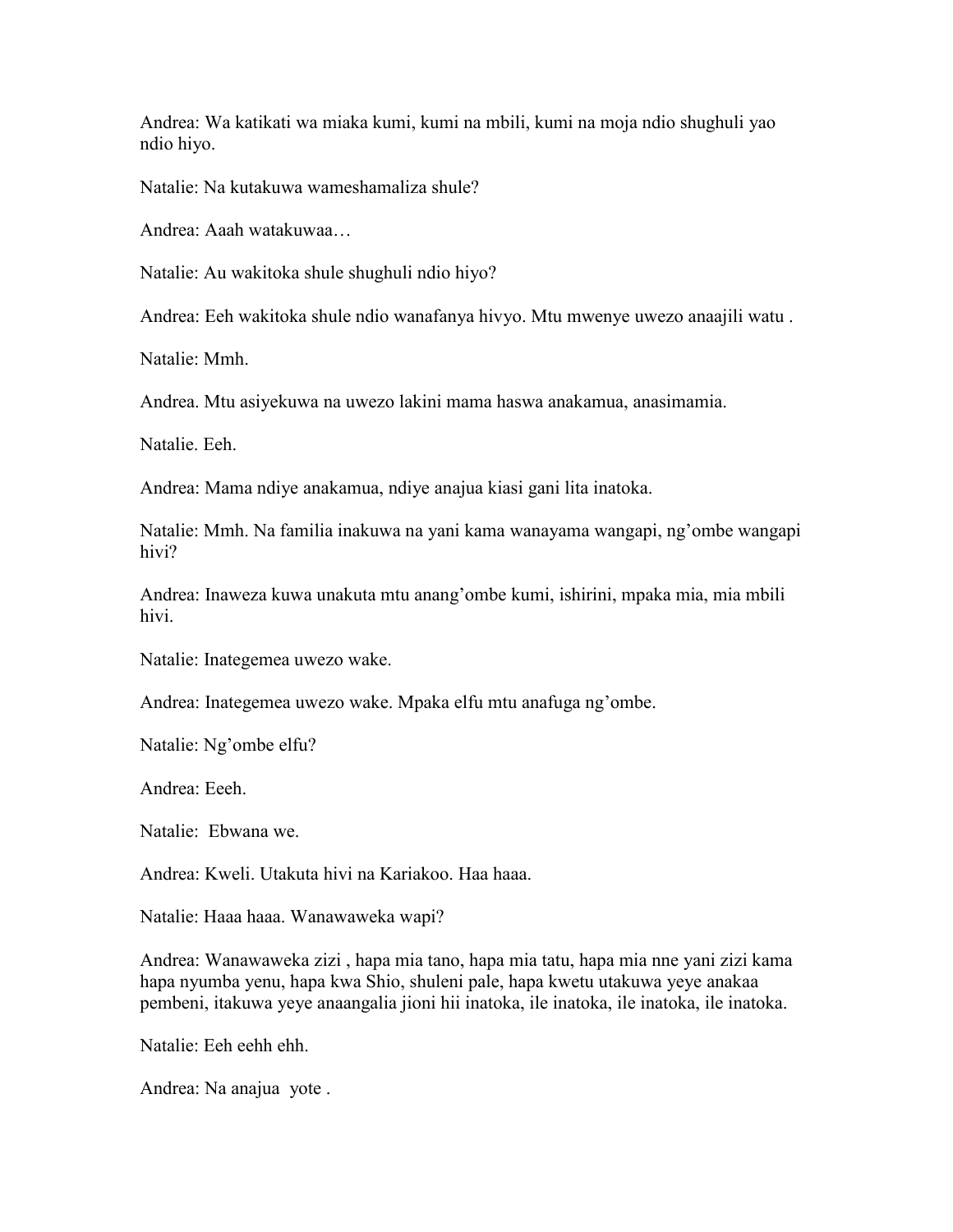Andrea: Wa katikati wa miaka kumi, kumi na mbili, kumi na moja ndio shughuli yao ndio hiyo.

Natalie: Na kutakuwa wameshamaliza shule?

Andrea: Aaah watakuwaa…

Natalie: Au wakitoka shule shughuli ndio hiyo?

Andrea: Eeh wakitoka shule ndio wanafanya hivyo. Mtu mwenye uwezo anaajili watu .

Natalie: Mmh.

Andrea. Mtu asiyekuwa na uwezo lakini mama haswa anakamua, anasimamia.

Natalie. Eeh.

Andrea: Mama ndiye anakamua, ndiye anajua kiasi gani lita inatoka.

Natalie: Mmh. Na familia inakuwa na yani kama wanayama wangapi, ng'ombe wangapi hivi?

Andrea: Inaweza kuwa unakuta mtu anang'ombe kumi, ishirini, mpaka mia, mia mbili hivi.

Natalie: Inategemea uwezo wake.

Andrea: Inategemea uwezo wake. Mpaka elfu mtu anafuga ng'ombe.

Natalie: Ng'ombe elfu?

Andrea: Eeeh.

Natalie:  Ebwana we.

Andrea: Kweli. Utakuta hivi na Kariakoo. Haa haaa.

Natalie: Haaa haaa. Wanawaweka wapi?

Andrea: Wanawaweka zizi , hapa mia tano, hapa mia tatu, hapa mia nne yani zizi kama hapa nyumba yenu, hapa kwa Shio, shuleni pale, hapa kwetu utakuwa yeye anakaa pembeni, itakuwa yeye anaangalia jioni hii inatoka, ile inatoka, ile inatoka, ile inatoka.

Natalie: Eeh eehh ehh.

Andrea: Na anajua  yote .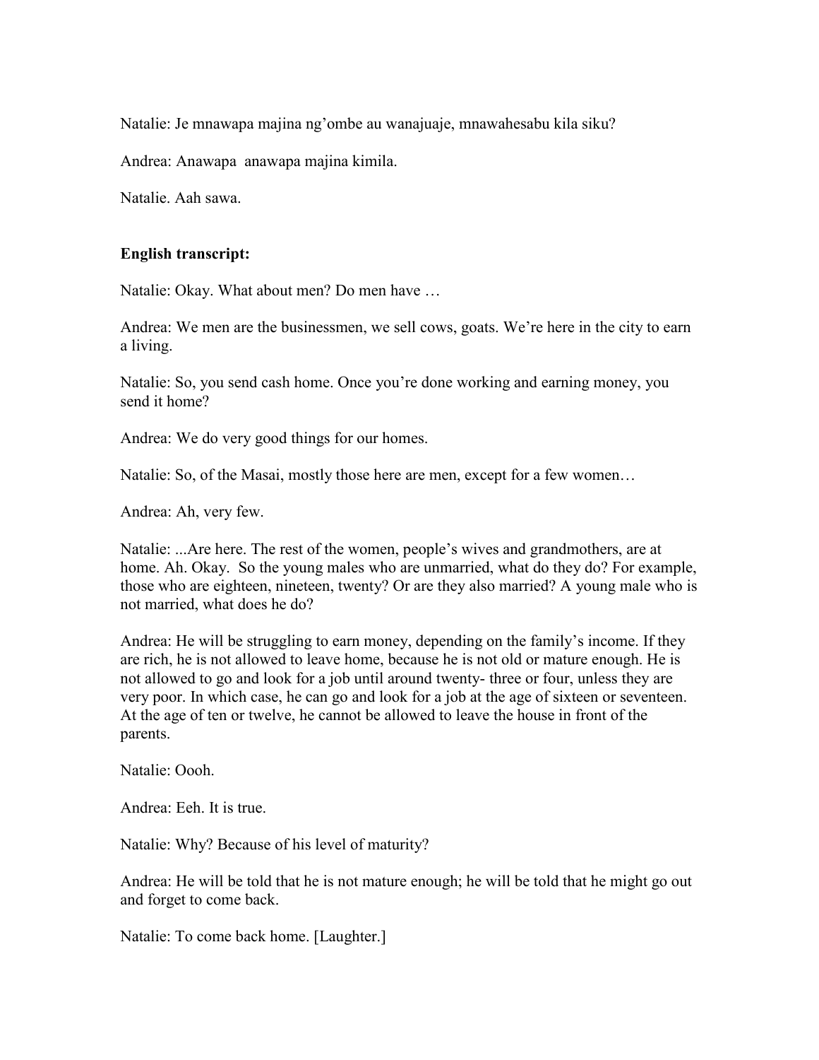Natalie: Je mnawapa majina ng'ombe au wanajuaje, mnawahesabu kila siku?

Andrea: Anawapa anawapa majina kimila.

Natalie. Aah sawa.

**English transcript:**

Natalie: Okay. What about men? Do men have …

Andrea: We men are the businessmen, we sell cows, goats. We're here in the city to earn a living.

Natalie: So, you send cash home. Once you're done working and earning money, you send it home?

Andrea: We do very good things for our homes.

Natalie: So, of the Masai, mostly those here are men, except for a few women…

Andrea: Ah, very few.

Natalie: ...Are here. The rest of the women, people's wives and grandmothers, are at home. Ah. Okay. So the young males who are unmarried, what do they do? For example, those who are eighteen, nineteen, twenty? Or are they also married? A young male who is not married, what does he do?

Andrea: He will be struggling to earn money, depending on the family's income. If they are rich, he is not allowed to leave home, because he is not old or mature enough. He is not allowed to go and look for a job until around twenty- three or four, unless they are very poor. In which case, he can go and look for a job at the age of sixteen or seventeen. At the age of ten or twelve, he cannot be allowed to leave the house in front of the parents.

Natalie: Oooh.

Andrea: Eeh. It is true.

Natalie: Why? Because of his level of maturity?

Andrea: He will be told that he is not mature enough; he will be told that he might go out and forget to come back.

Natalie: To come back home. [Laughter.]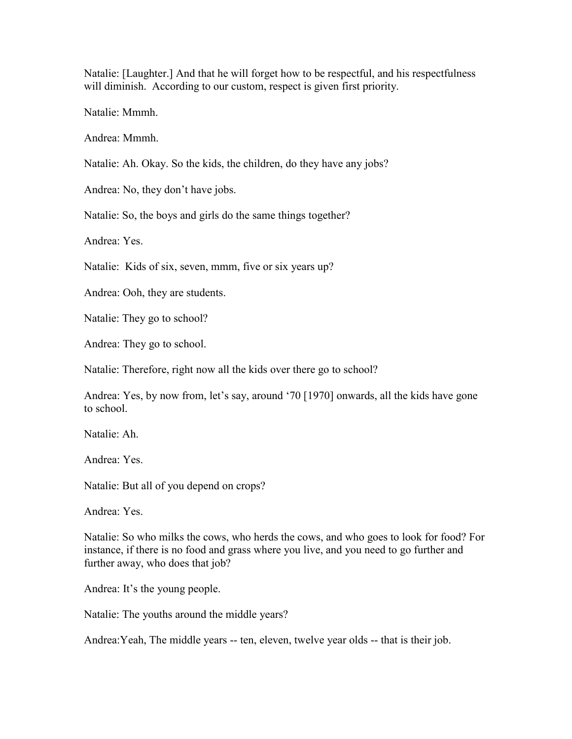Natalie: [Laughter.] And that he will forget how to be respectful, and his respectfulness will diminish. According to our custom, respect is given first priority.

Natalie: Mmmh.

Andrea: Mmmh.

Natalie: Ah. Okay. So the kids, the children, do they have any jobs?

Andrea: No, they don't have jobs.

Natalie: So, the boys and girls do the same things together?

Andrea: Yes.

Natalie: Kids of six, seven, mmm, five or six years up?

Andrea: Ooh, they are students.

Natalie: They go to school?

Andrea: They go to school.

Natalie: Therefore, right now all the kids over there go to school?

Andrea: Yes, by now from, let's say, around '70 [1970] onwards, all the kids have gone to school.

Natalie: Ah.

Andrea: Yes.

Natalie: But all of you depend on crops?

Andrea: Yes.

Natalie: So who milks the cows, who herds the cows, and who goes to look for food? For instance, if there is no food and grass where you live, and you need to go further and further away, who does that job?

Andrea: It's the young people.

Natalie: The youths around the middle years?

Andrea:Yeah, The middle years -- ten, eleven, twelve year olds -- that is their job.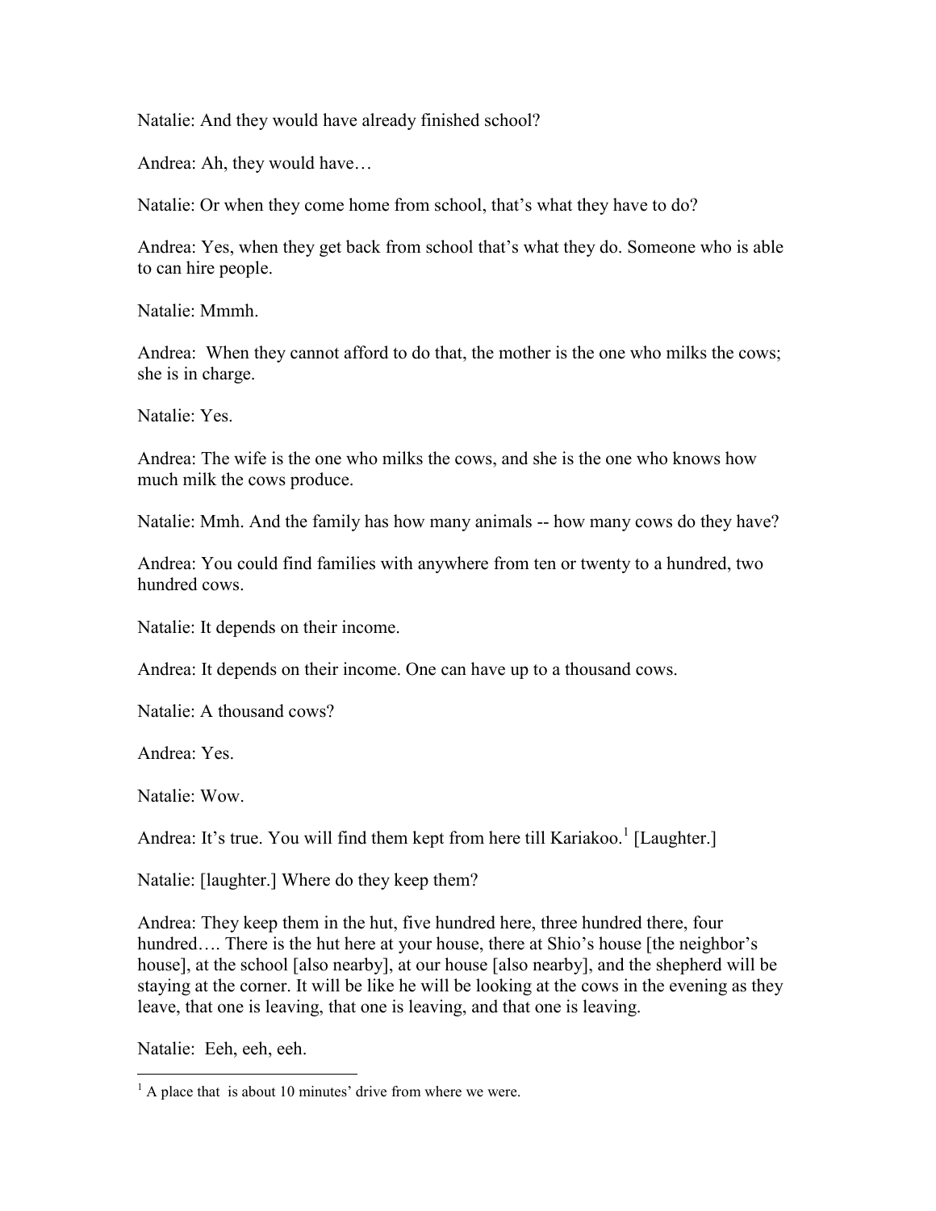Natalie: And they would have already finished school?

Andrea: Ah, they would have…

Natalie: Or when they come home from school, that's what they have to do?

Andrea: Yes, when they get back from school that's what they do. Someone who is able to can hire people.

Natalie: Mmmh.

Andrea: When they cannot afford to do that, the mother is the one who milks the cows; she is in charge.

Natalie: Yes.

Andrea: The wife is the one who milks the cows, and she is the one who knows how much milk the cows produce.

Natalie: Mmh. And the family has how many animals -- how many cows do they have?

Andrea: You could find families with anywhere from ten or twenty to a hundred, two hundred cows.

Natalie: It depends on their income.

Andrea: It depends on their income. One can have up to a thousand cows.

Natalie: A thousand cows?

Andrea: Yes.

Natalie: Wow.

Andrea: It's true. You will find them kept from here till Kariakoo.[1] [Laughter.]

Natalie: [laughter.] Where do they keep them?

Andrea: They keep them in the hut, five hundred here, three hundred there, four hundred…. There is the hut here at your house, there at Shio's house [the neighbor's house], at the school [also nearby], at our house [also nearby], and the shepherd will be staying at the corner. It will be like he will be looking at the cows in the evening as they leave, that one is leaving, that one is leaving, and that one is leaving.

Natalie: Eeh, eeh, eeh.

[1] A place that is about 10 minutes' drive from where we were.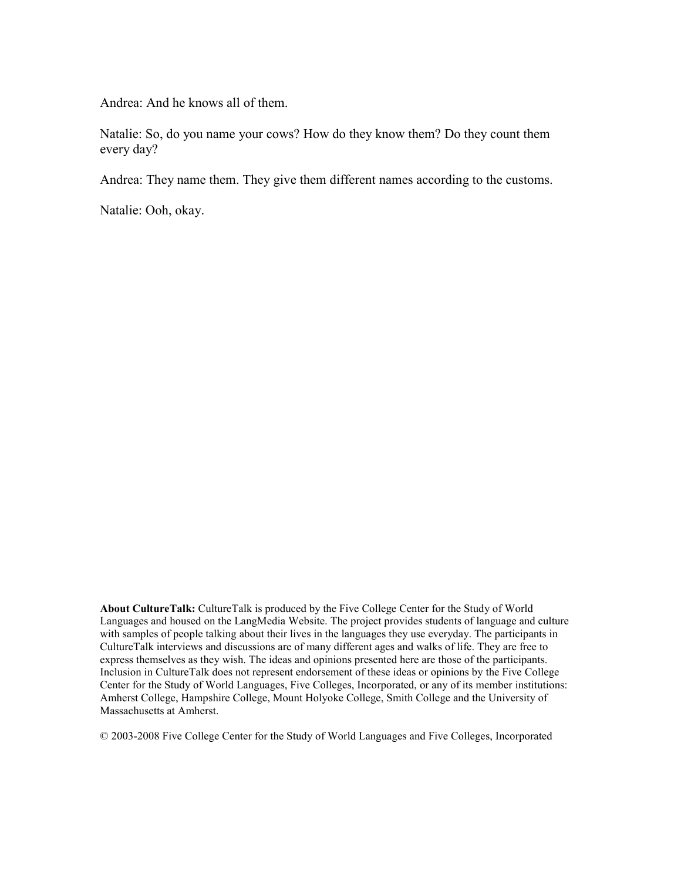Andrea: And he knows all of them.

Natalie: So, do you name your cows? How do they know them? Do they count them every day?

Andrea: They name them. They give them different names according to the customs.

Natalie: Ooh, okay.

**About CultureTalk:** CultureTalk is produced by the Five College Center for the Study of World Languages and housed on the LangMedia Website. The project provides students of language and culture with samples of people talking about their lives in the languages they use everyday. The participants in CultureTalk interviews and discussions are of many different ages and walks of life. They are free to express themselves as they wish. The ideas and opinions presented here are those of the participants. Inclusion in CultureTalk does not represent endorsement of these ideas or opinions by the Five College Center for the Study of World Languages, Five Colleges, Incorporated, or any of its member institutions: Amherst College, Hampshire College, Mount Holyoke College, Smith College and the University of Massachusetts at Amherst.

© 2003-2008 Five College Center for the Study of World Languages and Five Colleges, Incorporated